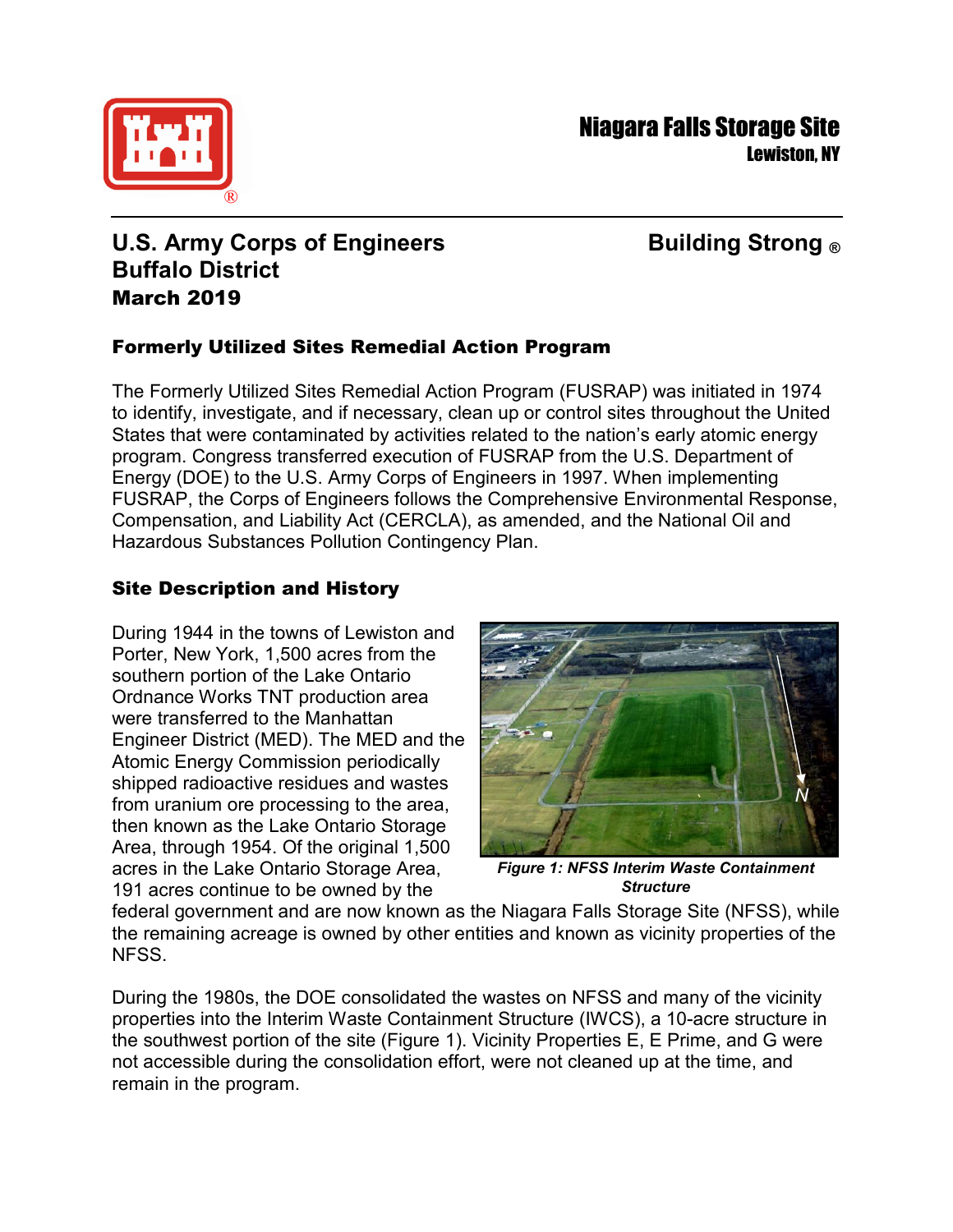# Niagara Falls Storage Site

**Lewiston, NY**

**U.S. Army Corps of Engineers**
**Buffalo District**
**March 2019**

**Building Strong ®**

## Formerly Utilized Sites Remedial Action Program

The Formerly Utilized Sites Remedial Action Program (FUSRAP) was initiated in 1974 to identify, investigate, and if necessary, clean up or control sites throughout the United States that were contaminated by activities related to the nation's early atomic energy program. Congress transferred execution of FUSRAP from the U.S. Department of Energy (DOE) to the U.S. Army Corps of Engineers in 1997. When implementing FUSRAP, the Corps of Engineers follows the Comprehensive Environmental Response, Compensation, and Liability Act (CERCLA), as amended, and the National Oil and Hazardous Substances Pollution Contingency Plan.

## Site Description and History

During 1944 in the towns of Lewiston and Porter, New York, 1,500 acres from the southern portion of the Lake Ontario Ordnance Works TNT production area were transferred to the Manhattan Engineer District (MED). The MED and the Atomic Energy Commission periodically shipped radioactive residues and wastes from uranium ore processing to the area, then known as the Lake Ontario Storage Area, through 1954. Of the original 1,500 acres in the Lake Ontario Storage Area, 191 acres continue to be owned by the federal government and are now known as the Niagara Falls Storage Site (NFSS), while the remaining acreage is owned by other entities and known as vicinity properties of the NFSS.

***Figure 1: NFSS Interim Waste Containment Structure***

During the 1980s, the DOE consolidated the wastes on NFSS and many of the vicinity properties into the Interim Waste Containment Structure (IWCS), a 10-acre structure in the southwest portion of the site (Figure 1). Vicinity Properties E, E Prime, and G were not accessible during the consolidation effort, were not cleaned up at the time, and remain in the program.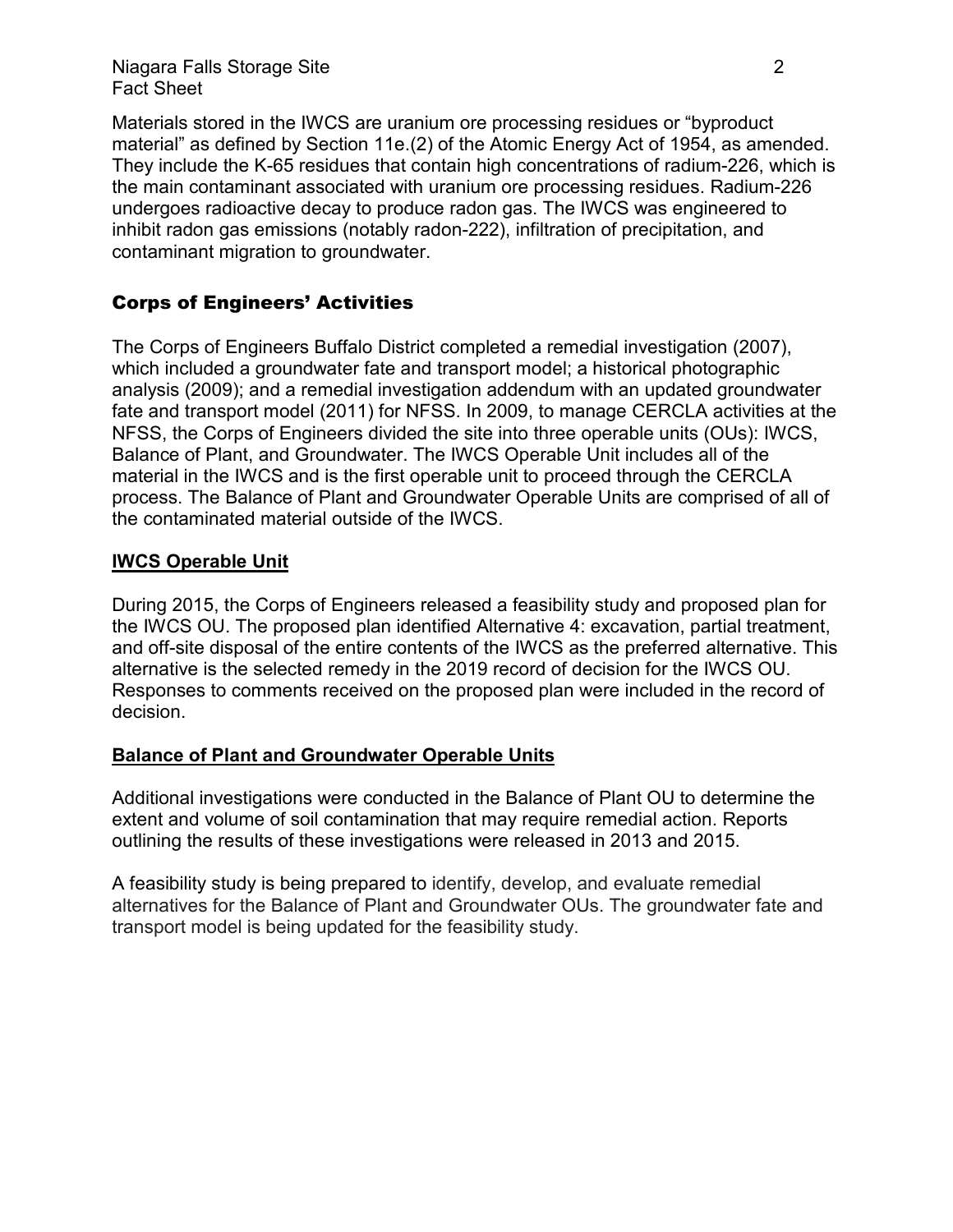Materials stored in the IWCS are uranium ore processing residues or "byproduct material" as defined by Section 11e.(2) of the Atomic Energy Act of 1954, as amended. They include the K-65 residues that contain high concentrations of radium-226, which is the main contaminant associated with uranium ore processing residues. Radium-226 undergoes radioactive decay to produce radon gas. The IWCS was engineered to inhibit radon gas emissions (notably radon-222), infiltration of precipitation, and contaminant migration to groundwater.

## Corps of Engineers' Activities

The Corps of Engineers Buffalo District completed a remedial investigation (2007), which included a groundwater fate and transport model; a historical photographic analysis (2009); and a remedial investigation addendum with an updated groundwater fate and transport model (2011) for NFSS. In 2009, to manage CERCLA activities at the NFSS, the Corps of Engineers divided the site into three operable units (OUs): IWCS, Balance of Plant, and Groundwater. The IWCS Operable Unit includes all of the material in the IWCS and is the first operable unit to proceed through the CERCLA process. The Balance of Plant and Groundwater Operable Units are comprised of all of the contaminated material outside of the IWCS.

### IWCS Operable Unit

During 2015, the Corps of Engineers released a feasibility study and proposed plan for the IWCS OU. The proposed plan identified Alternative 4: excavation, partial treatment, and off-site disposal of the entire contents of the IWCS as the preferred alternative. This alternative is the selected remedy in the 2019 record of decision for the IWCS OU. Responses to comments received on the proposed plan were included in the record of decision.

### Balance of Plant and Groundwater Operable Units

Additional investigations were conducted in the Balance of Plant OU to determine the extent and volume of soil contamination that may require remedial action. Reports outlining the results of these investigations were released in 2013 and 2015.

A feasibility study is being prepared to identify, develop, and evaluate remedial alternatives for the Balance of Plant and Groundwater OUs. The groundwater fate and transport model is being updated for the feasibility study.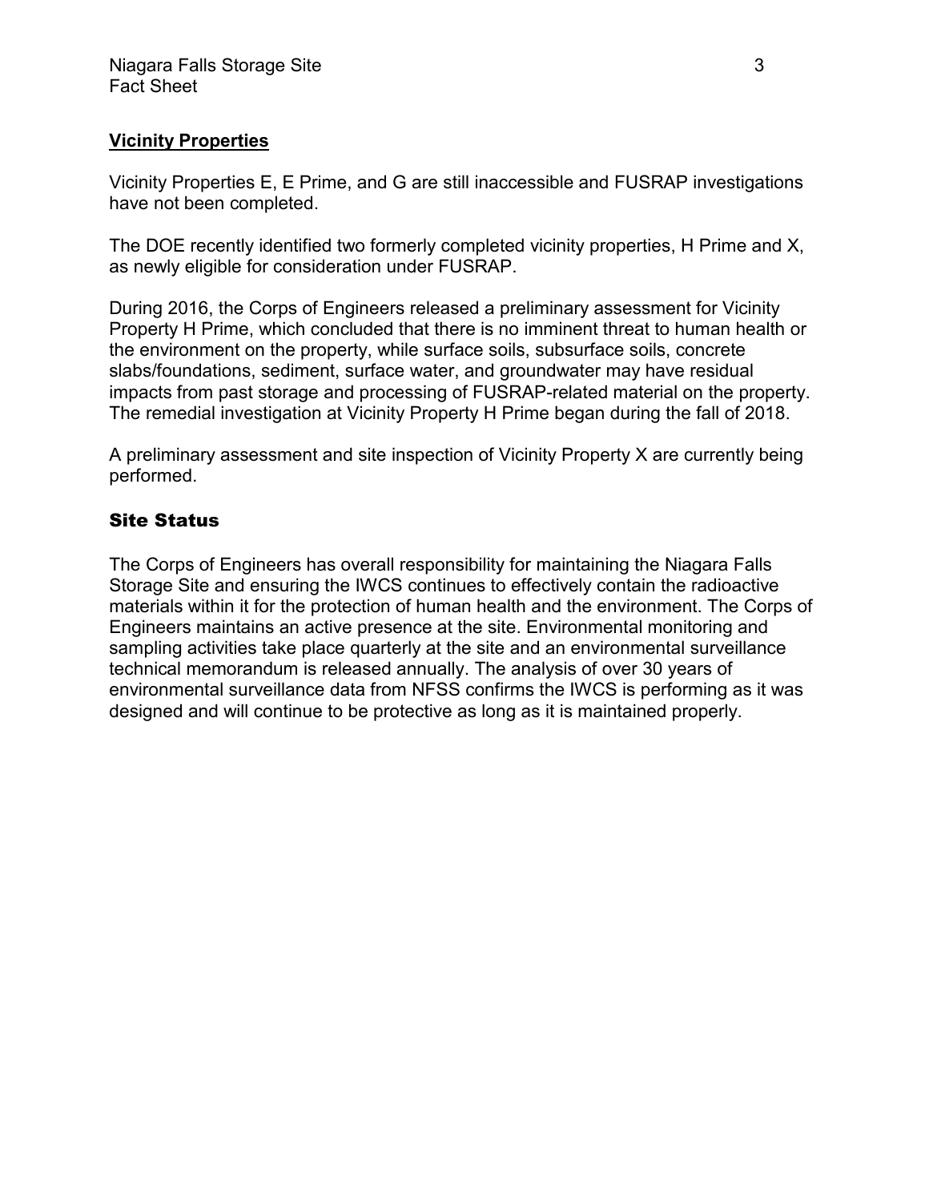## Vicinity Properties

Vicinity Properties E, E Prime, and G are still inaccessible and FUSRAP investigations have not been completed.

The DOE recently identified two formerly completed vicinity properties, H Prime and X, as newly eligible for consideration under FUSRAP.

During 2016, the Corps of Engineers released a preliminary assessment for Vicinity Property H Prime, which concluded that there is no imminent threat to human health or the environment on the property, while surface soils, subsurface soils, concrete slabs/foundations, sediment, surface water, and groundwater may have residual impacts from past storage and processing of FUSRAP-related material on the property. The remedial investigation at Vicinity Property H Prime began during the fall of 2018.

A preliminary assessment and site inspection of Vicinity Property X are currently being performed.

## Site Status

The Corps of Engineers has overall responsibility for maintaining the Niagara Falls Storage Site and ensuring the IWCS continues to effectively contain the radioactive materials within it for the protection of human health and the environment. The Corps of Engineers maintains an active presence at the site. Environmental monitoring and sampling activities take place quarterly at the site and an environmental surveillance technical memorandum is released annually. The analysis of over 30 years of environmental surveillance data from NFSS confirms the IWCS is performing as it was designed and will continue to be protective as long as it is maintained properly.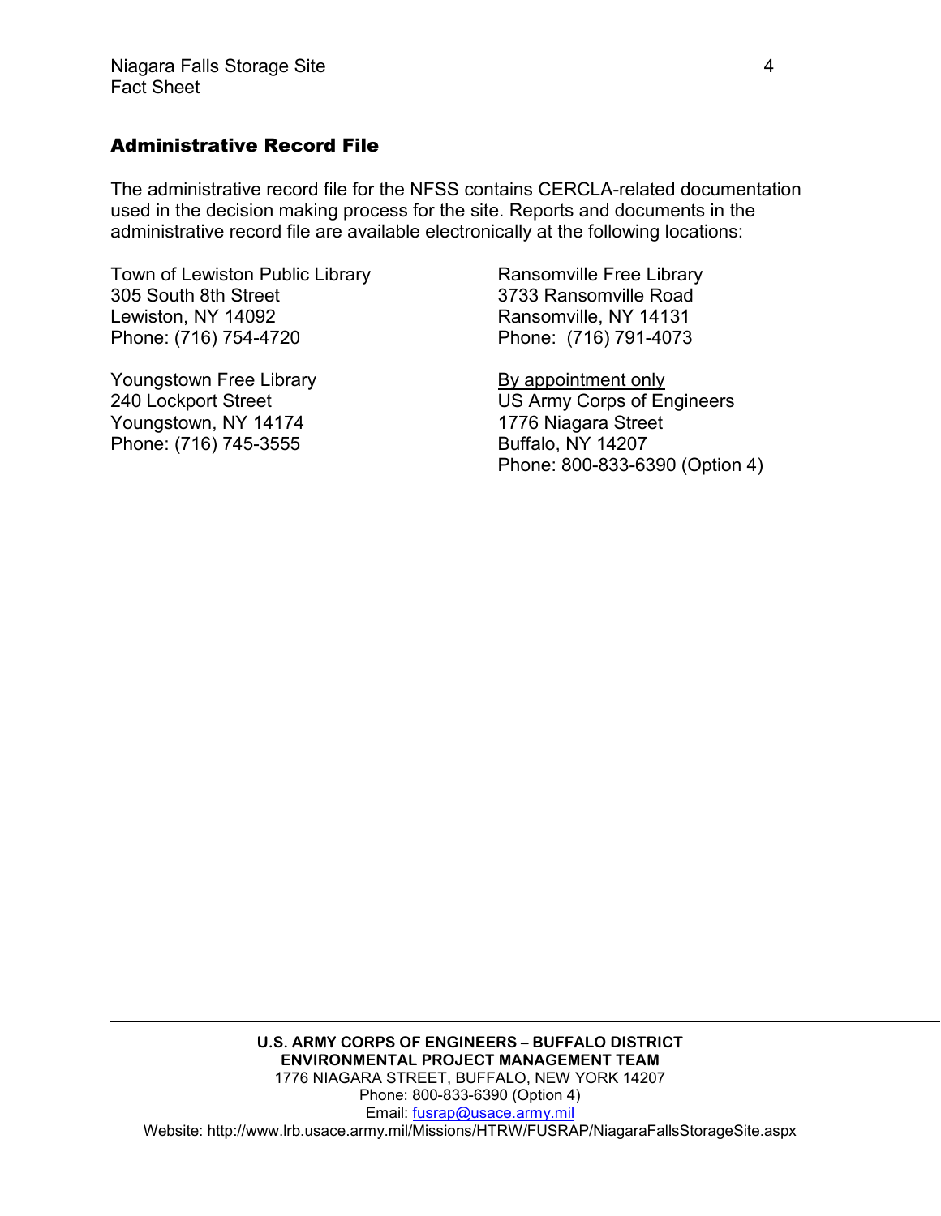## Administrative Record File

The administrative record file for the NFSS contains CERCLA-related documentation used in the decision making process for the site. Reports and documents in the administrative record file are available electronically at the following locations:

Town of Lewiston Public Library
305 South 8th Street
Lewiston, NY 14092
Phone: (716) 754-4720

Youngstown Free Library
240 Lockport Street
Youngstown, NY 14174
Phone: (716) 745-3555

Ransomville Free Library
3733 Ransomville Road
Ransomville, NY 14131
Phone: (716) 791-4073

By appointment only
US Army Corps of Engineers
1776 Niagara Street
Buffalo, NY 14207
Phone: 800-833-6390 (Option 4)

**U.S. ARMY CORPS OF ENGINEERS – BUFFALO DISTRICT**
**ENVIRONMENTAL PROJECT MANAGEMENT TEAM**
1776 NIAGARA STREET, BUFFALO, NEW YORK 14207
Phone: 800-833-6390 (Option 4)
Email: fusrap@usace.army.mil
Website: http://www.lrb.usace.army.mil/Missions/HTRW/FUSRAP/NiagaraFallsStorageSite.aspx